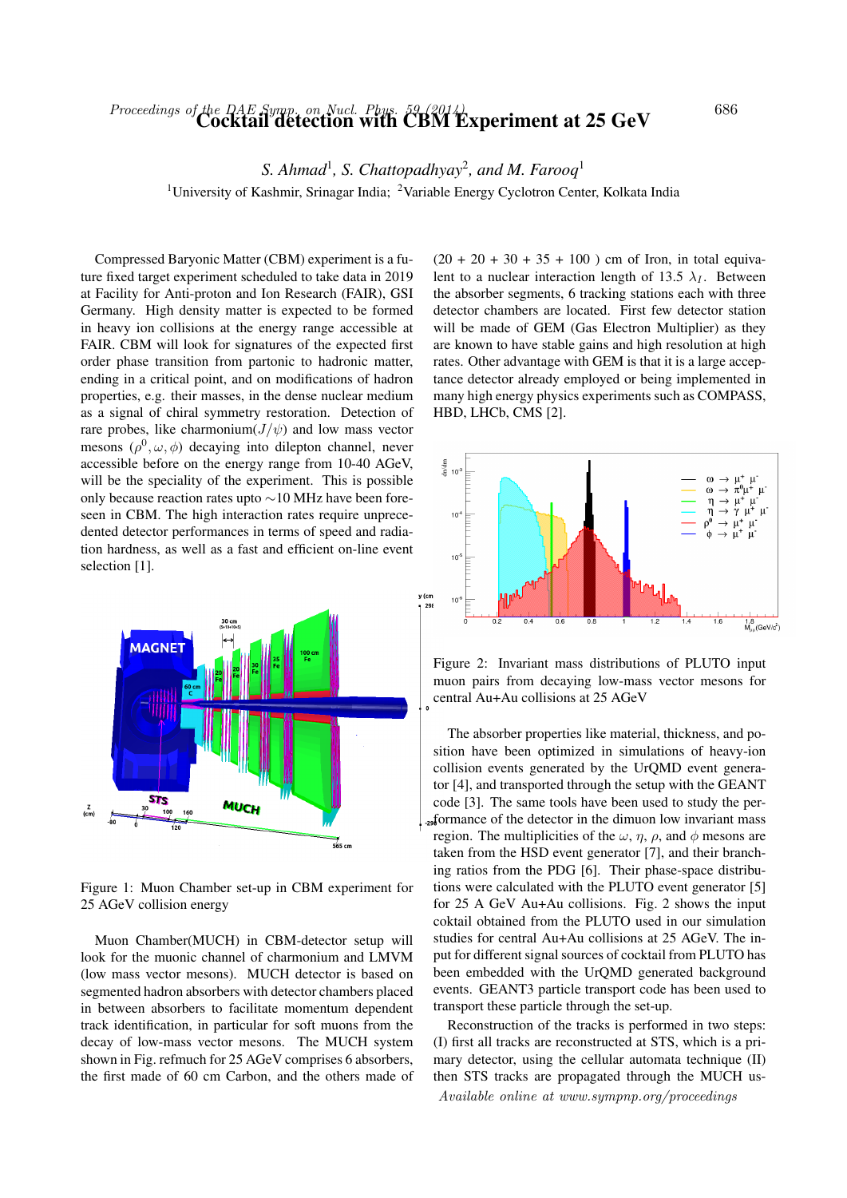# Cocktail detection with CBM Experiment at 25 GeV

*S. Ahmad*[1], *S. Chattopadhyay*[2], *and M. Farooq*[1]

[1]University of Kashmir, Srinagar India; [2]Variable Energy Cyclotron Center, Kolkata India

Compressed Baryonic Matter (CBM) experiment is a future fixed target experiment scheduled to take data in 2019 at Facility for Anti-proton and Ion Research (FAIR), GSI Germany. High density matter is expected to be formed in heavy ion collisions at the energy range accessible at FAIR. CBM will look for signatures of the expected first order phase transition from partonic to hadronic matter, ending in a critical point, and on modifications of hadron properties, e.g. their masses, in the dense nuclear medium as a signal of chiral symmetry restoration. Detection of rare probes, like charmonium($J/\psi$) and low mass vector mesons ($\rho^0, \omega, \phi$) decaying into dilepton channel, never accessible before on the energy range from 10-40 AGeV, will be the speciality of the experiment. This is possible only because reaction rates upto $\sim$10 MHz have been foreseen in CBM. The high interaction rates require unprecedented detector performances in terms of speed and radiation hardness, as well as a fast and efficient on-line event selection [1].

Figure 1: Muon Chamber set-up in CBM experiment for 25 AGeV collision energy

Muon Chamber(MUCH) in CBM-detector setup will look for the muonic channel of charmonium and LMVM (low mass vector mesons). MUCH detector is based on segmented hadron absorbers with detector chambers placed in between absorbers to facilitate momentum dependent track identification, in particular for soft muons from the decay of low-mass vector mesons. The MUCH system shown in Fig. refmuch for 25 AGeV comprises 6 absorbers, the first made of 60 cm Carbon, and the others made of (20 + 20 + 30 + 35 + 100 ) cm of Iron, in total equivalent to a nuclear interaction length of 13.5 $\lambda_I$. Between the absorber segments, 6 tracking stations each with three detector chambers are located. First few detector station will be made of GEM (Gas Electron Multiplier) as they are known to have stable gains and high resolution at high rates. Other advantage with GEM is that it is a large acceptance detector already employed or being implemented in many high energy physics experiments such as COMPASS, HBD, LHCb, CMS [2].

Figure 2: Invariant mass distributions of PLUTO input muon pairs from decaying low-mass vector mesons for central Au+Au collisions at 25 AGeV

The absorber properties like material, thickness, and position have been optimized in simulations of heavy-ion collision events generated by the UrQMD event generator [4], and transported through the setup with the GEANT code [3]. The same tools have been used to study the performance of the detector in the dimuon low invariant mass region. The multiplicities of the $\omega$, $\eta$, $\rho$, and $\phi$ mesons are taken from the HSD event generator [7], and their branching ratios from the PDG [6]. Their phase-space distributions were calculated with the PLUTO event generator [5] for 25 A GeV Au+Au collisions. Fig. 2 shows the input coktail obtained from the PLUTO used in our simulation studies for central Au+Au collisions at 25 AGeV. The input for different signal sources of cocktail from PLUTO has been embedded with the UrQMD generated background events. GEANT3 particle transport code has been used to transport these particle through the set-up.

Reconstruction of the tracks is performed in two steps: (I) first all tracks are reconstructed at STS, which is a primary detector, using the cellular automata technique (II) then STS tracks are propagated through the MUCH us-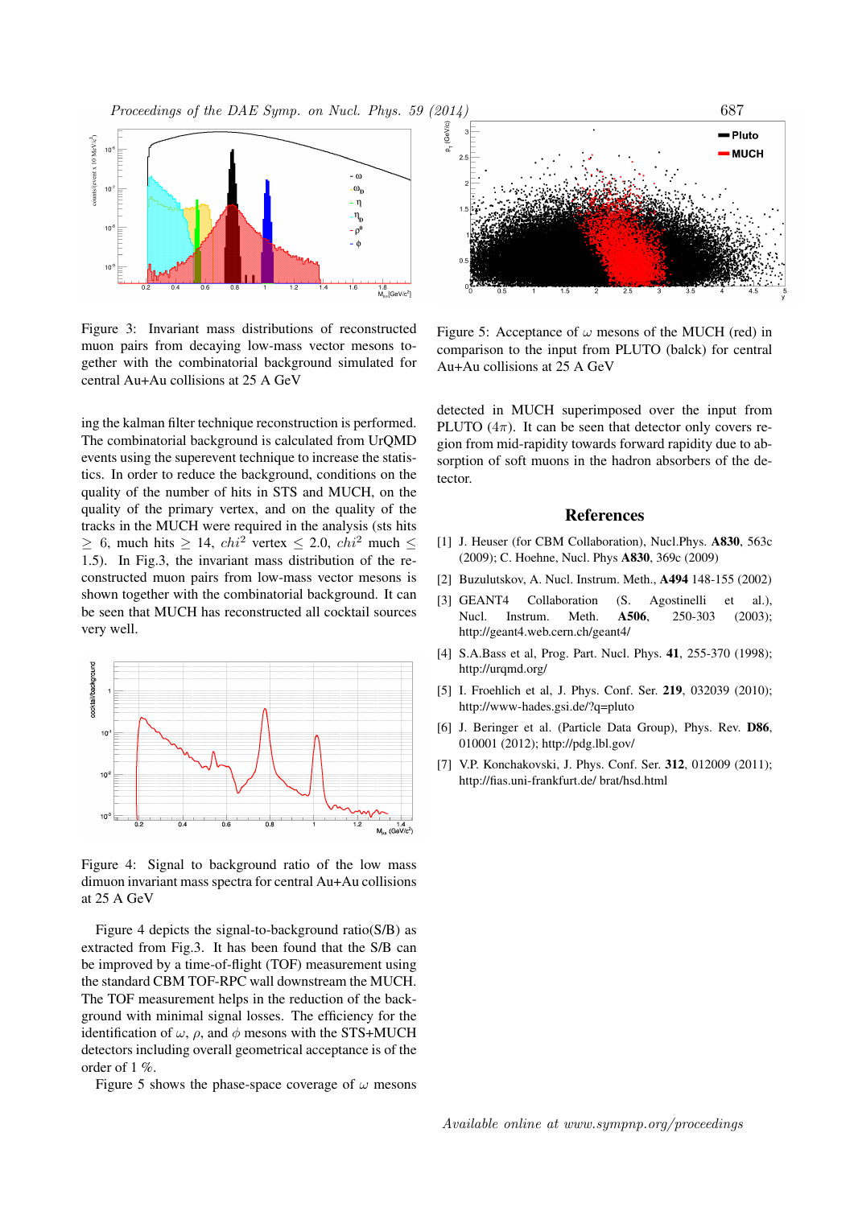Figure 3: Invariant mass distributions of reconstructed muon pairs from decaying low-mass vector mesons together with the combinatorial background simulated for central Au+Au collisions at 25 A GeV

ing the kalman filter technique reconstruction is performed. The combinatorial background is calculated from UrQMD events using the superevent technique to increase the statistics. In order to reduce the background, conditions on the quality of the number of hits in STS and MUCH, on the quality of the primary vertex, and on the quality of the tracks in the MUCH were required in the analysis (sts hits $\geq$ 6, much hits $\geq$ 14, $chi^2$ vertex $\leq$ 2.0, $chi^2$ much $\leq$ 1.5). In Fig.3, the invariant mass distribution of the reconstructed muon pairs from low-mass vector mesons is shown together with the combinatorial background. It can be seen that MUCH has reconstructed all cocktail sources very well.

Figure 4: Signal to background ratio of the low mass dimuon invariant mass spectra for central Au+Au collisions at 25 A GeV

Figure 4 depicts the signal-to-background ratio(S/B) as extracted from Fig.3. It has been found that the S/B can be improved by a time-of-flight (TOF) measurement using the standard CBM TOF-RPC wall downstream the MUCH. The TOF measurement helps in the reduction of the background with minimal signal losses. The efficiency for the identification of $\omega$, $\rho$, and $\phi$ mesons with the STS+MUCH detectors including overall geometrical acceptance is of the order of 1 %.

Figure 5 shows the phase-space coverage of $\omega$ mesons detected in MUCH superimposed over the input from PLUTO ($4\pi$). It can be seen that detector only covers region from mid-rapidity towards forward rapidity due to absorption of soft muons in the hadron absorbers of the detector.

Figure 5: Acceptance of $\omega$ mesons of the MUCH (red) in comparison to the input from PLUTO (balck) for central Au+Au collisions at 25 A GeV

## References

[1] J. Heuser (for CBM Collaboration), Nucl.Phys. **A830**, 563c (2009); C. Hoehne, Nucl. Phys **A830**, 369c (2009)

[2] Buzulutskov, A. Nucl. Instrum. Meth., **A494** 148-155 (2002)

[3] GEANT4 Collaboration (S. Agostinelli et al.), Nucl. Instrum. Meth. **A506**, 250-303 (2003); http://geant4.web.cern.ch/geant4/

[4] S.A.Bass et al, Prog. Part. Nucl. Phys. **41**, 255-370 (1998); http://urqmd.org/

[5] I. Froehlich et al, J. Phys. Conf. Ser. **219**, 032039 (2010); http://www-hades.gsi.de/?q=pluto

[6] J. Beringer et al. (Particle Data Group), Phys. Rev. **D86**, 010001 (2012); http://pdg.lbl.gov/

[7] V.P. Konchakovski, J. Phys. Conf. Ser. **312**, 012009 (2011); http://fias.uni-frankfurt.de/ brat/hsd.html